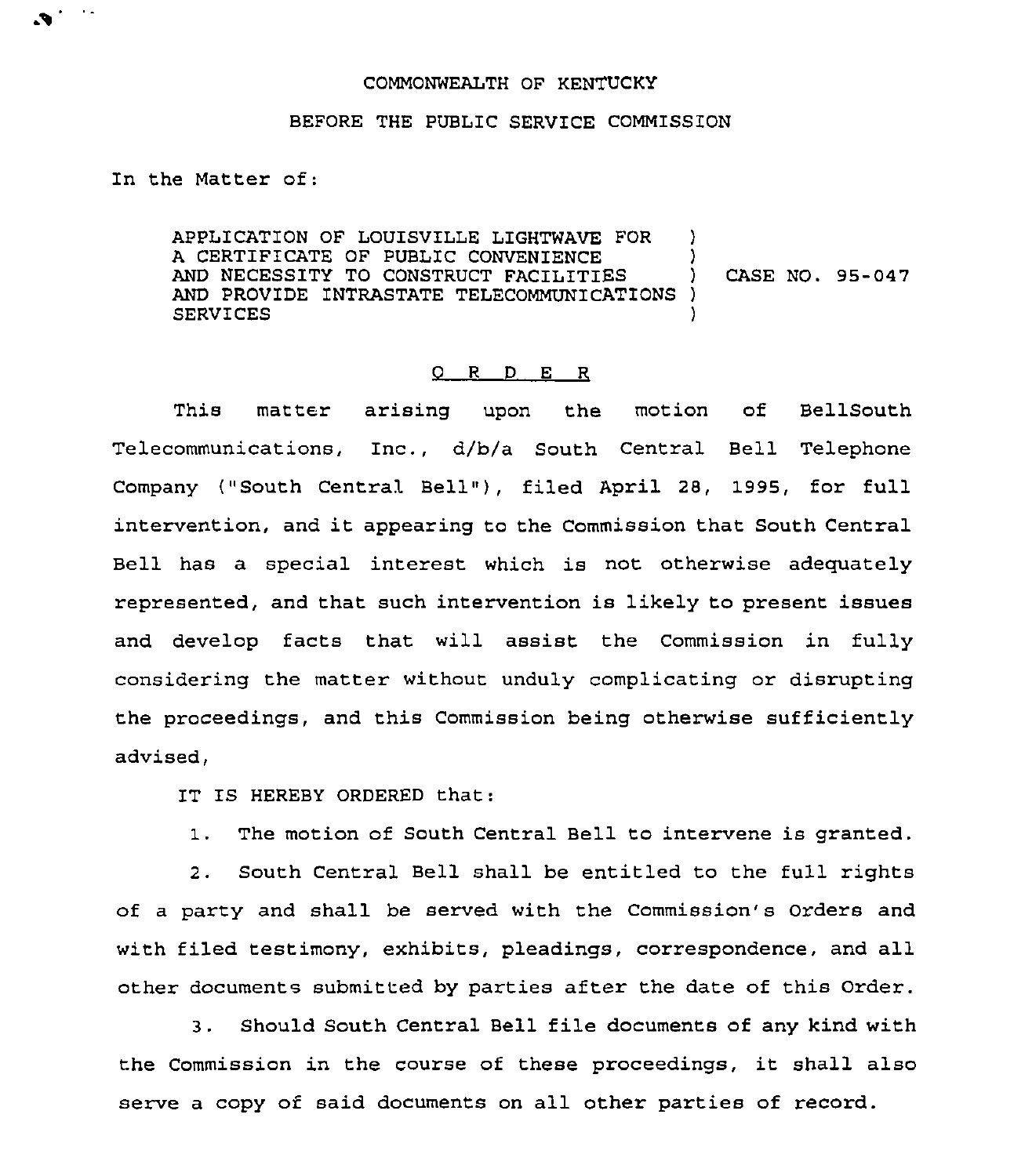COMMONWEALTH OF KENTUCKY

BEFORE THE PUBLIC SERVICE COMMISSION

In the Matter of:

| | | |
|---|---|---|
| APPLICATION OF LOUISVILLE LIGHTWAVE FOR A CERTIFICATE OF PUBLIC CONVENIENCE AND NECESSITY TO CONSTRUCT FACILITIES AND PROVIDE INTRASTATE TELECOMMUNICATIONS SERVICES | ) | CASE NO. 95-047 |

O R D E R

This matter arising upon the motion of BellSouth Telecommunications, Inc., d/b/a South Central Bell Telephone Company ("South Central Bell"), filed April 28, 1995, for full intervention, and it appearing to the Commission that South Central Bell has a special interest which is not otherwise adequately represented, and that such intervention is likely to present issues and develop facts that will assist the Commission in fully considering the matter without unduly complicating or disrupting the proceedings, and this Commission being otherwise sufficiently advised,

IT IS HEREBY ORDERED that:

1. The motion of South Central Bell to intervene is granted.

2. South Central Bell shall be entitled to the full rights of a party and shall be served with the Commission's Orders and with filed testimony, exhibits, pleadings, correspondence, and all other documents submitted by parties after the date of this Order.

3. Should South Central Bell file documents of any kind with the Commission in the course of these proceedings, it shall also serve a copy of said documents on all other parties of record.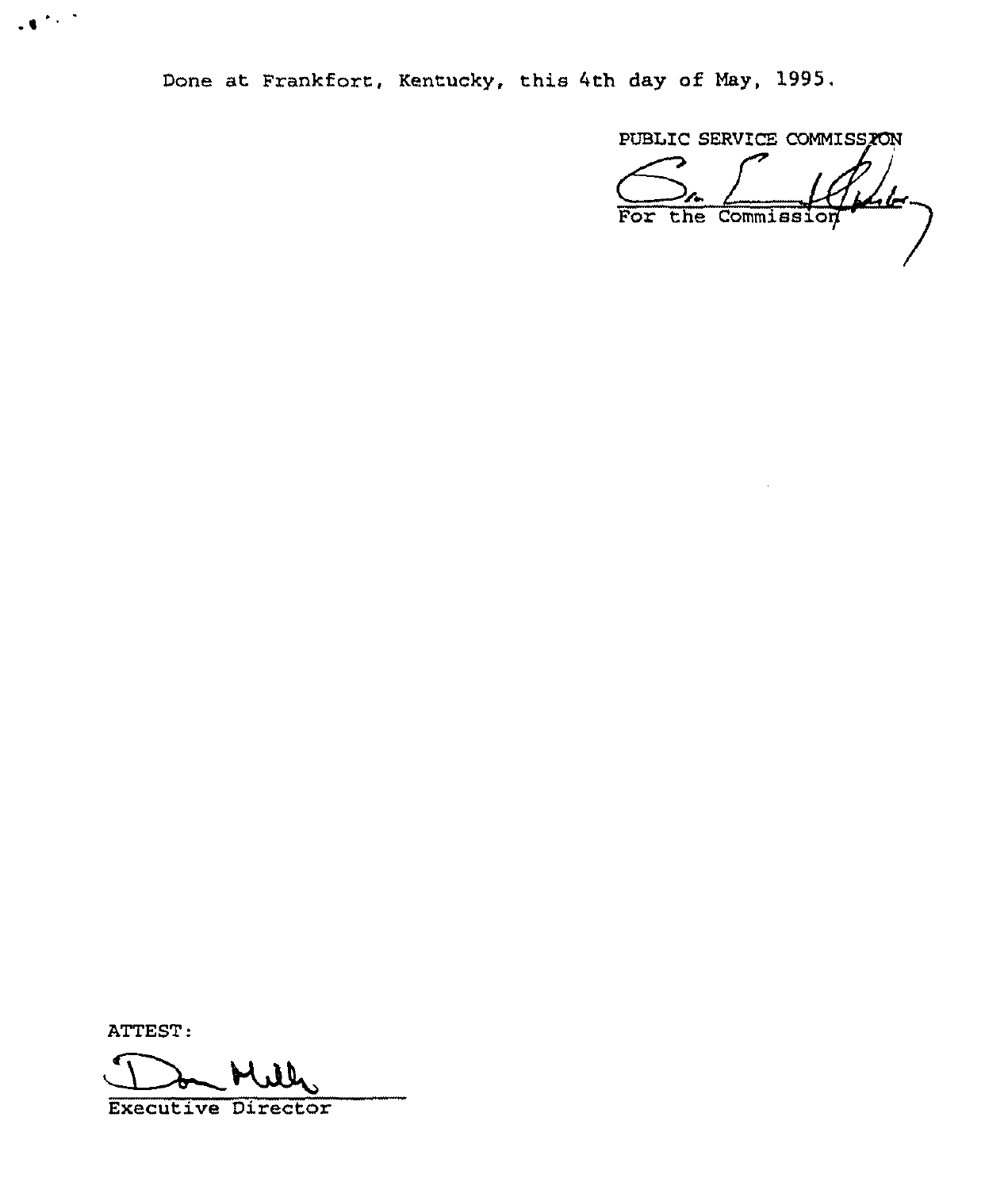Done at Frankfort, Kentucky, this 4th day of May, 1995.

PUBLIC SERVICE COMMISSION

For the Commission

ATTEST:

Executive Director